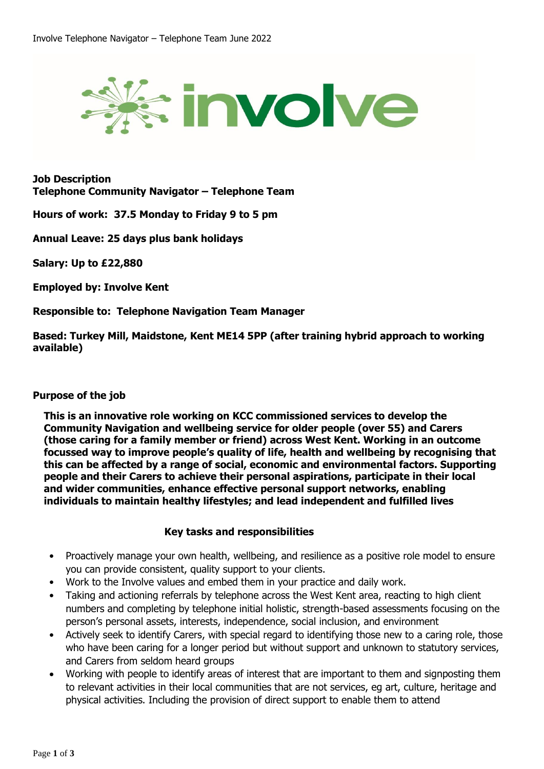**Job Description**
**Telephone Community Navigator – Telephone Team**

**Hours of work: 37.5 Monday to Friday 9 to 5 pm**

**Annual Leave: 25 days plus bank holidays**

**Salary: Up to £22,880**

**Employed by: Involve Kent**

**Responsible to: Telephone Navigation Team Manager**

**Based: Turkey Mill, Maidstone, Kent ME14 5PP (after training hybrid approach to working available)**

**Purpose of the job**

**This is an innovative role working on KCC commissioned services to develop the Community Navigation and wellbeing service for older people (over 55) and Carers (those caring for a family member or friend) across West Kent. Working in an outcome focussed way to improve people's quality of life, health and wellbeing by recognising that this can be affected by a range of social, economic and environmental factors. Supporting people and their Carers to achieve their personal aspirations, participate in their local and wider communities, enhance effective personal support networks, enabling individuals to maintain healthy lifestyles; and lead independent and fulfilled lives**

**Key tasks and responsibilities**

- Proactively manage your own health, wellbeing, and resilience as a positive role model to ensure you can provide consistent, quality support to your clients.
- Work to the Involve values and embed them in your practice and daily work.
- Taking and actioning referrals by telephone across the West Kent area, reacting to high client numbers and completing by telephone initial holistic, strength-based assessments focusing on the person's personal assets, interests, independence, social inclusion, and environment
- Actively seek to identify Carers, with special regard to identifying those new to a caring role, those who have been caring for a longer period but without support and unknown to statutory services, and Carers from seldom heard groups
- Working with people to identify areas of interest that are important to them and signposting them to relevant activities in their local communities that are not services, eg art, culture, heritage and physical activities. Including the provision of direct support to enable them to attend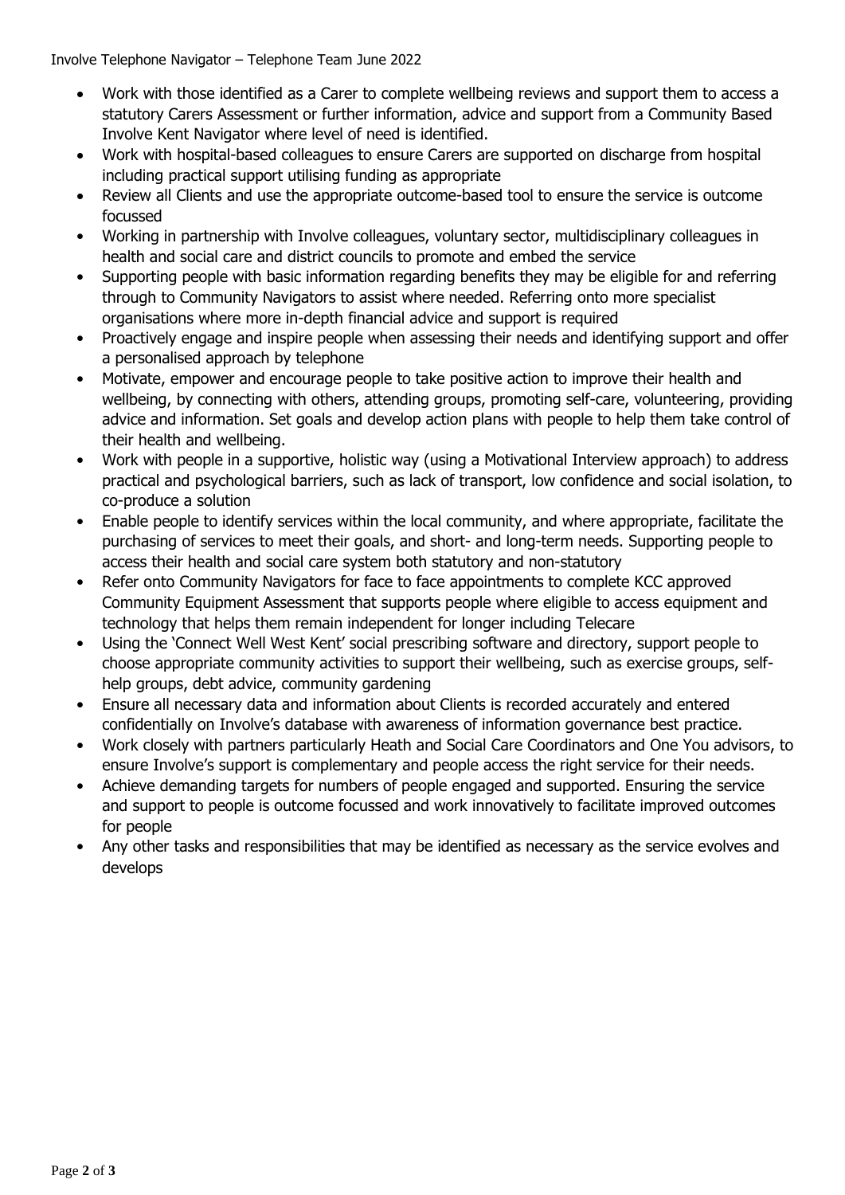- Work with those identified as a Carer to complete wellbeing reviews and support them to access a statutory Carers Assessment or further information, advice and support from a Community Based Involve Kent Navigator where level of need is identified.
- Work with hospital-based colleagues to ensure Carers are supported on discharge from hospital including practical support utilising funding as appropriate
- Review all Clients and use the appropriate outcome-based tool to ensure the service is outcome focussed
- Working in partnership with Involve colleagues, voluntary sector, multidisciplinary colleagues in health and social care and district councils to promote and embed the service
- Supporting people with basic information regarding benefits they may be eligible for and referring through to Community Navigators to assist where needed. Referring onto more specialist organisations where more in-depth financial advice and support is required
- Proactively engage and inspire people when assessing their needs and identifying support and offer a personalised approach by telephone
- Motivate, empower and encourage people to take positive action to improve their health and wellbeing, by connecting with others, attending groups, promoting self-care, volunteering, providing advice and information. Set goals and develop action plans with people to help them take control of their health and wellbeing.
- Work with people in a supportive, holistic way (using a Motivational Interview approach) to address practical and psychological barriers, such as lack of transport, low confidence and social isolation, to co-produce a solution
- Enable people to identify services within the local community, and where appropriate, facilitate the purchasing of services to meet their goals, and short- and long-term needs. Supporting people to access their health and social care system both statutory and non-statutory
- Refer onto Community Navigators for face to face appointments to complete KCC approved Community Equipment Assessment that supports people where eligible to access equipment and technology that helps them remain independent for longer including Telecare
- Using the 'Connect Well West Kent' social prescribing software and directory, support people to choose appropriate community activities to support their wellbeing, such as exercise groups, self-help groups, debt advice, community gardening
- Ensure all necessary data and information about Clients is recorded accurately and entered confidentially on Involve's database with awareness of information governance best practice.
- Work closely with partners particularly Heath and Social Care Coordinators and One You advisors, to ensure Involve's support is complementary and people access the right service for their needs.
- Achieve demanding targets for numbers of people engaged and supported. Ensuring the service and support to people is outcome focussed and work innovatively to facilitate improved outcomes for people
- Any other tasks and responsibilities that may be identified as necessary as the service evolves and develops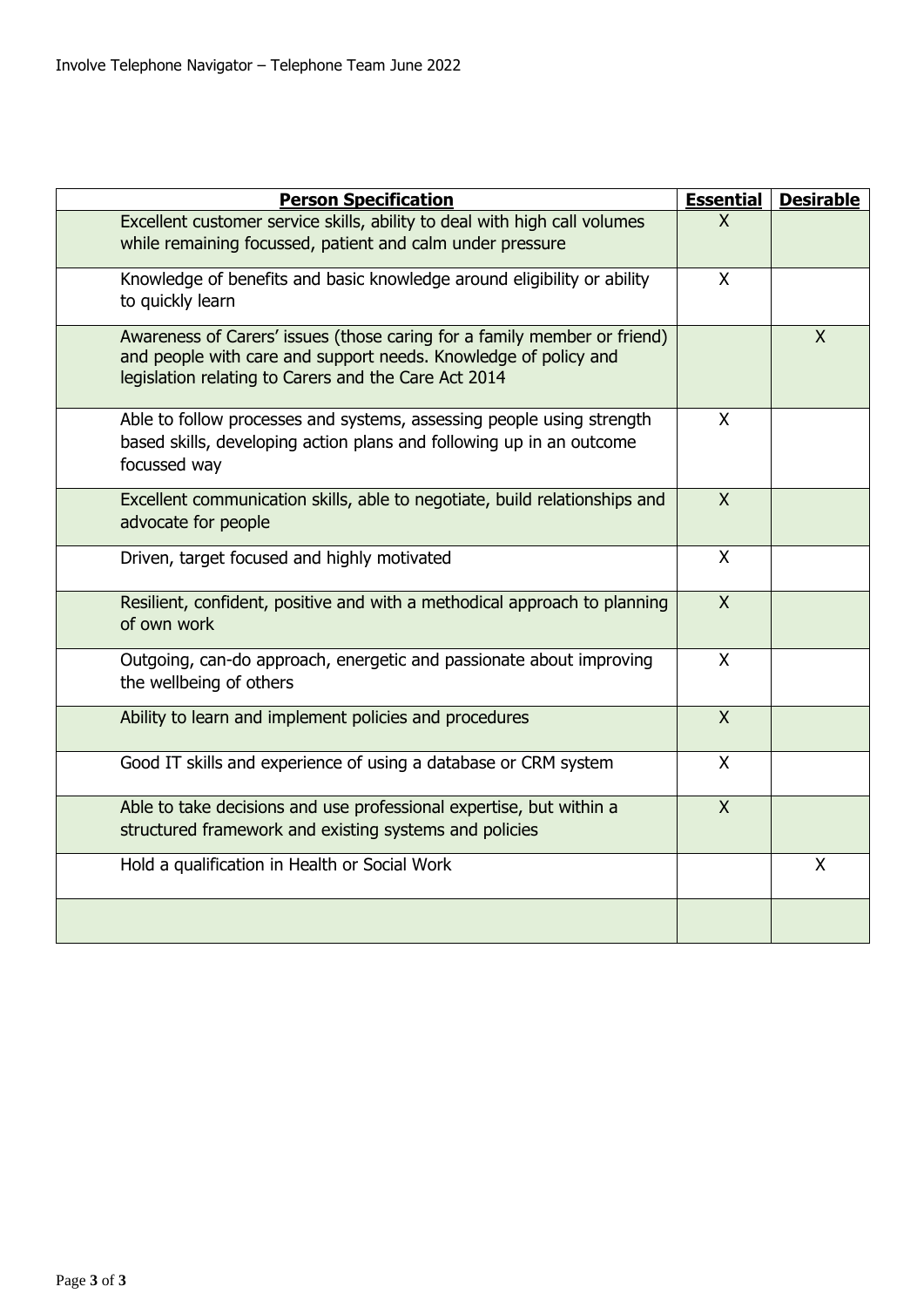| Person Specification | Essential | Desirable |
|---|---|---|
| Excellent customer service skills, ability to deal with high call volumes while remaining focussed, patient and calm under pressure | X | |
| Knowledge of benefits and basic knowledge around eligibility or ability to quickly learn | X | |
| Awareness of Carers' issues (those caring for a family member or friend) and people with care and support needs. Knowledge of policy and legislation relating to Carers and the Care Act 2014 | | X |
| Able to follow processes and systems, assessing people using strength based skills, developing action plans and following up in an outcome focussed way | X | |
| Excellent communication skills, able to negotiate, build relationships and advocate for people | X | |
| Driven, target focused and highly motivated | X | |
| Resilient, confident, positive and with a methodical approach to planning of own work | X | |
| Outgoing, can-do approach, energetic and passionate about improving the wellbeing of others | X | |
| Ability to learn and implement policies and procedures | X | |
| Good IT skills and experience of using a database or CRM system | X | |
| Able to take decisions and use professional expertise, but within a structured framework and existing systems and policies | X | |
| Hold a qualification in Health or Social Work | | X |
| | | |